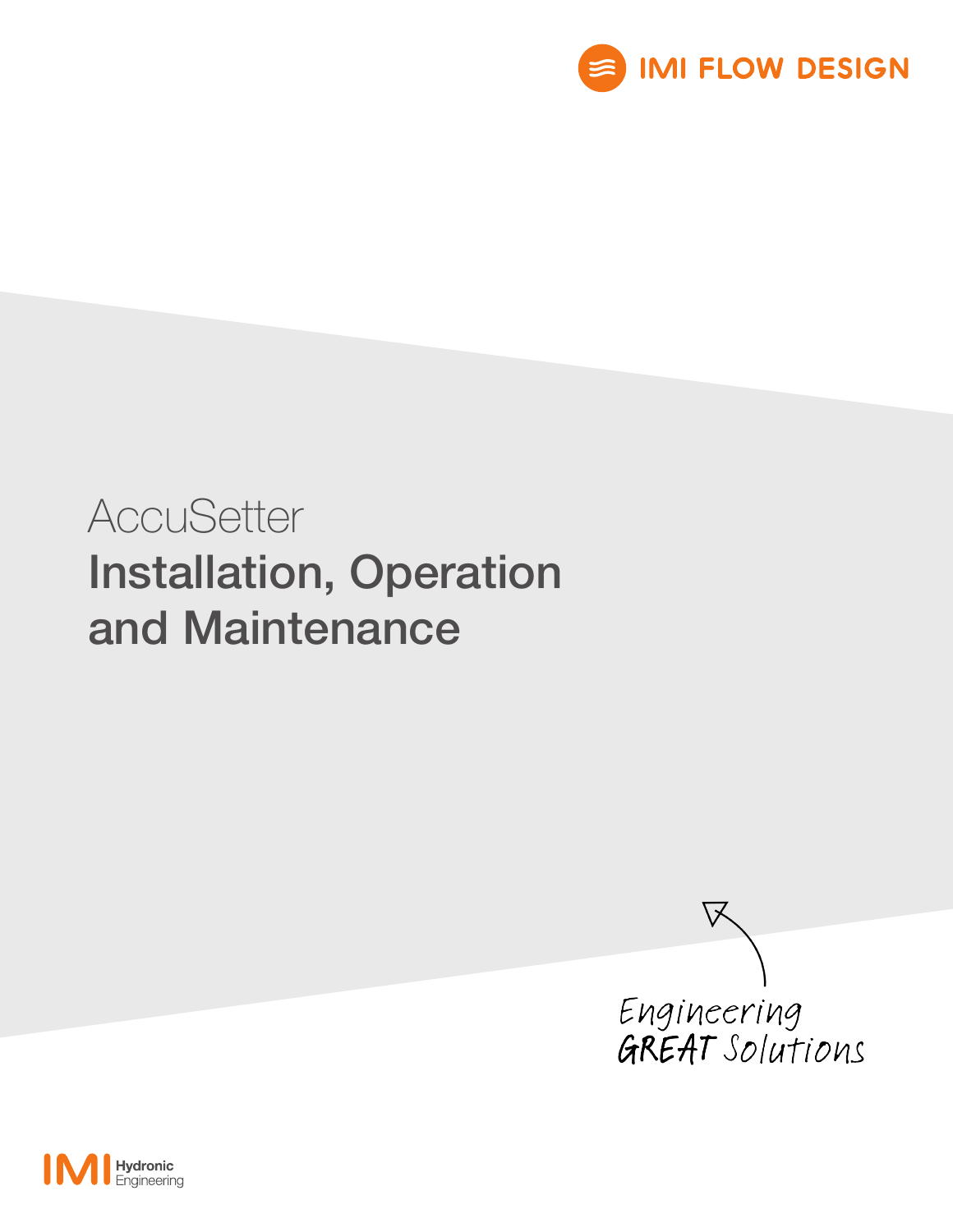IMI FLOW DESIGN

# AccuSetter

# Installation, Operation and Maintenance

Engineering GREAT Solutions

IMI Hydronic Engineering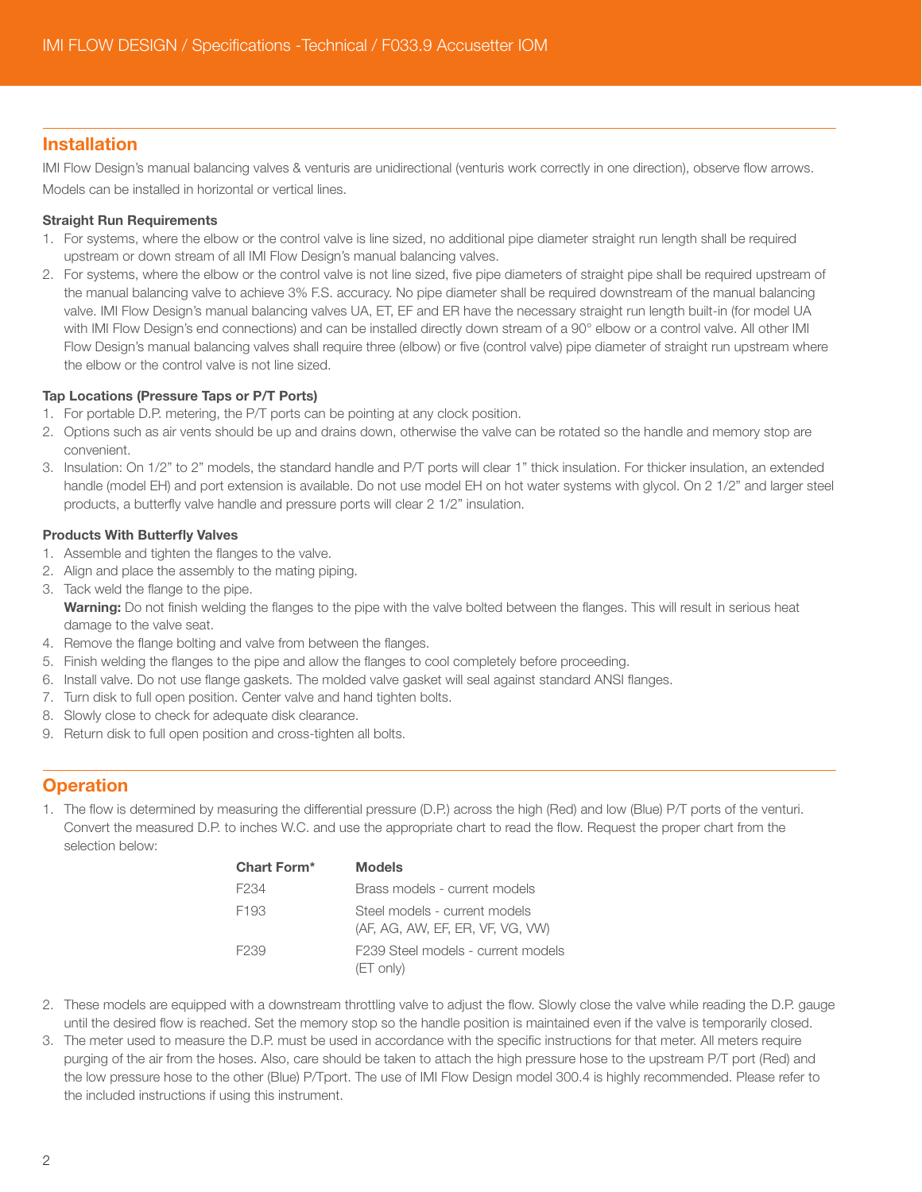## Installation

IMI Flow Design's manual balancing valves & venturis are unidirectional (venturis work correctly in one direction), observe flow arrows. Models can be installed in horizontal or vertical lines.

**Straight Run Requirements**

1. For systems, where the elbow or the control valve is line sized, no additional pipe diameter straight run length shall be required upstream or down stream of all IMI Flow Design's manual balancing valves.
2. For systems, where the elbow or the control valve is not line sized, five pipe diameters of straight pipe shall be required upstream of the manual balancing valve to achieve 3% F.S. accuracy. No pipe diameter shall be required downstream of the manual balancing valve. IMI Flow Design's manual balancing valves UA, ET, EF and ER have the necessary straight run length built-in (for model UA with IMI Flow Design's end connections) and can be installed directly down stream of a 90° elbow or a control valve. All other IMI Flow Design's manual balancing valves shall require three (elbow) or five (control valve) pipe diameter of straight run upstream where the elbow or the control valve is not line sized.

**Tap Locations (Pressure Taps or P/T Ports)**

1. For portable D.P. metering, the P/T ports can be pointing at any clock position.
2. Options such as air vents should be up and drains down, otherwise the valve can be rotated so the handle and memory stop are convenient.
3. Insulation: On 1/2" to 2" models, the standard handle and P/T ports will clear 1" thick insulation. For thicker insulation, an extended handle (model EH) and port extension is available. Do not use model EH on hot water systems with glycol. On 2 1/2" and larger steel products, a butterfly valve handle and pressure ports will clear 2 1/2" insulation.

**Products With Butterfly Valves**

1. Assemble and tighten the flanges to the valve.
2. Align and place the assembly to the mating piping.
3. Tack weld the flange to the pipe.
   **Warning:** Do not finish welding the flanges to the pipe with the valve bolted between the flanges. This will result in serious heat damage to the valve seat.
4. Remove the flange bolting and valve from between the flanges.
5. Finish welding the flanges to the pipe and allow the flanges to cool completely before proceeding.
6. Install valve. Do not use flange gaskets. The molded valve gasket will seal against standard ANSI flanges.
7. Turn disk to full open position. Center valve and hand tighten bolts.
8. Slowly close to check for adequate disk clearance.
9. Return disk to full open position and cross-tighten all bolts.

## Operation

1. The flow is determined by measuring the differential pressure (D.P.) across the high (Red) and low (Blue) P/T ports of the venturi. Convert the measured D.P. to inches W.C. and use the appropriate chart to read the flow. Request the proper chart from the selection below:

| Chart Form* | Models |
|---|---|
| F234 | Brass models - current models |
| F193 | Steel models - current models (AF, AG, AW, EF, ER, VF, VG, VW) |
| F239 | F239 Steel models - current models (ET only) |

2. These models are equipped with a downstream throttling valve to adjust the flow. Slowly close the valve while reading the D.P. gauge until the desired flow is reached. Set the memory stop so the handle position is maintained even if the valve is temporarily closed.
3. The meter used to measure the D.P. must be used in accordance with the specific instructions for that meter. All meters require purging of the air from the hoses. Also, care should be taken to attach the high pressure hose to the upstream P/T port (Red) and the low pressure hose to the other (Blue) P/Tport. The use of IMI Flow Design model 300.4 is highly recommended. Please refer to the included instructions if using this instrument.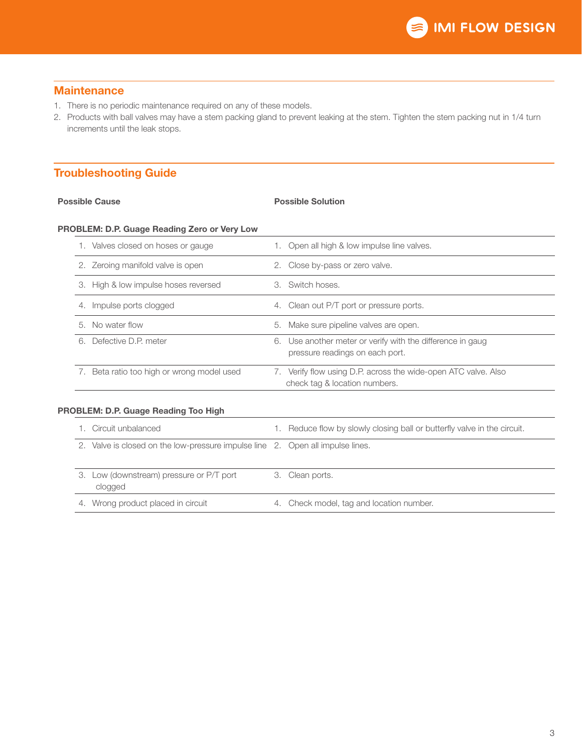## Maintenance

1. There is no periodic maintenance required on any of these models.
2. Products with ball valves may have a stem packing gland to prevent leaking at the stem. Tighten the stem packing nut in 1/4 turn increments until the leak stops.

## Troubleshooting Guide

| Possible Cause | Possible Solution |
|---|---|
| **PROBLEM: D.P. Guage Reading Zero or Very Low** | |
| 1. Valves closed on hoses or gauge | 1. Open all high & low impulse line valves. |
| 2. Zeroing manifold valve is open | 2. Close by-pass or zero valve. |
| 3. High & low impulse hoses reversed | 3. Switch hoses. |
| 4. Impulse ports clogged | 4. Clean out P/T port or pressure ports. |
| 5. No water flow | 5. Make sure pipeline valves are open. |
| 6. Defective D.P. meter | 6. Use another meter or verify with the difference in gaug pressure readings on each port. |
| 7. Beta ratio too high or wrong model used | 7. Verify flow using D.P. across the wide-open ATC valve. Also check tag & location numbers. |
| **PROBLEM: D.P. Guage Reading Too High** | |
| 1. Circuit unbalanced | 1. Reduce flow by slowly closing ball or butterfly valve in the circuit. |
| 2. Valve is closed on the low-pressure impulse line | 2. Open all impulse lines. |
| 3. Low (downstream) pressure or P/T port clogged | 3. Clean ports. |
| 4. Wrong product placed in circuit | 4. Check model, tag and location number. |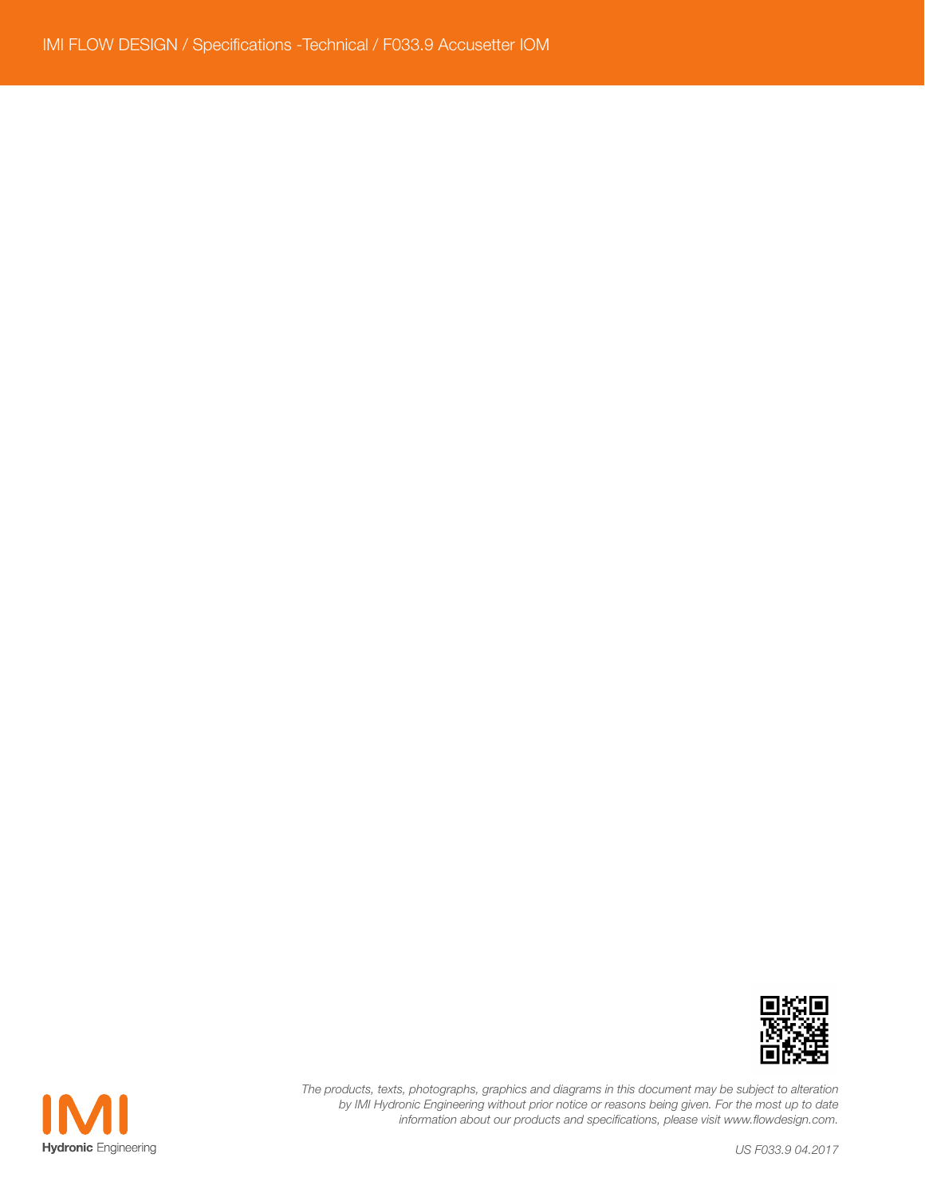*The products, texts, photographs, graphics and diagrams in this document may be subject to alteration by IMI Hydronic Engineering without prior notice or reasons being given. For the most up to date information about our products and specifications, please visit www.flowdesign.com.*

*US F033.9 04.2017*